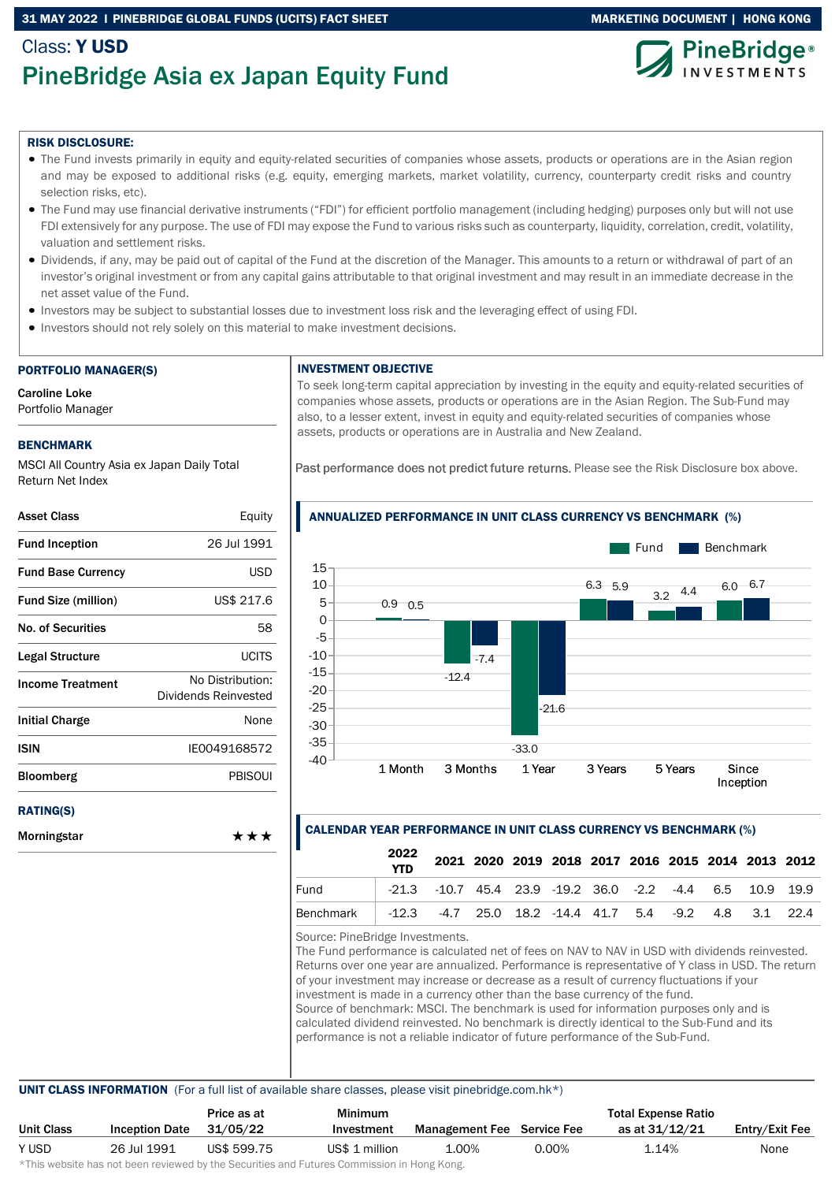Class: **Y USD**

# PineBridge Asia ex Japan Equity Fund

**RISK DISCLOSURE:**

- The Fund invests primarily in equity and equity-related securities of companies whose assets, products or operations are in the Asian region and may be exposed to additional risks (e.g. equity, emerging markets, market volatility, currency, counterparty credit risks and country selection risks, etc).
- The Fund may use financial derivative instruments ("FDI") for efficient portfolio management (including hedging) purposes only but will not use FDI extensively for any purpose. The use of FDI may expose the Fund to various risks such as counterparty, liquidity, correlation, credit, volatility, valuation and settlement risks.
- Dividends, if any, may be paid out of capital of the Fund at the discretion of the Manager. This amounts to a return or withdrawal of part of an investor's original investment or from any capital gains attributable to that original investment and may result in an immediate decrease in the net asset value of the Fund.
- Investors may be subject to substantial losses due to investment loss risk and the leveraging effect of using FDI.
- Investors should not rely solely on this material to make investment decisions.

## PORTFOLIO MANAGER(S)

**Caroline Loke**
Portfolio Manager

## BENCHMARK

MSCI All Country Asia ex Japan Daily Total Return Net Index

| | |
|---|---|
| **Asset Class** | Equity |
| **Fund Inception** | 26 Jul 1991 |
| **Fund Base Currency** | USD |
| **Fund Size (million)** | US$ 217.6 |
| **No. of Securities** | 58 |
| **Legal Structure** | UCITS |
| **Income Treatment** | No Distribution: Dividends Reinvested |
| **Initial Charge** | None |
| **ISIN** | IE0049168572 |
| **Bloomberg** | PBISOUI |

## RATING(S)

| | |
|---|---|
| **Morningstar** | ★★★ |

## INVESTMENT OBJECTIVE

To seek long-term capital appreciation by investing in the equity and equity-related securities of companies whose assets, products or operations are in the Asian Region. The Sub-Fund may also, to a lesser extent, invest in equity and equity-related securities of companies whose assets, products or operations are in Australia and New Zealand.

Past performance does not predict future returns. Please see the Risk Disclosure box above.

## ANNUALIZED PERFORMANCE IN UNIT CLASS CURRENCY VS BENCHMARK (%)

| | 1 Month | 3 Months | 1 Year | 3 Years | 5 Years | Since Inception |
|---|---|---|---|---|---|---|
| Fund | 0.9 | -12.4 | -33.0 | 6.3 | 3.2 | 6.0 |
| Benchmark | 0.5 | -7.4 | -21.6 | 5.9 | 4.4 | 6.7 |

## CALENDAR YEAR PERFORMANCE IN UNIT CLASS CURRENCY VS BENCHMARK (%)

| | 2022 YTD | 2021 | 2020 | 2019 | 2018 | 2017 | 2016 | 2015 | 2014 | 2013 | 2012 |
|---|---|---|---|---|---|---|---|---|---|---|---|
| Fund | -21.3 | -10.7 | 45.4 | 23.9 | -19.2 | 36.0 | -2.2 | -4.4 | 6.5 | 10.9 | 19.9 |
| Benchmark | -12.3 | -4.7 | 25.0 | 18.2 | -14.4 | 41.7 | 5.4 | -9.2 | 4.8 | 3.1 | 22.4 |

Source: PineBridge Investments.
The Fund performance is calculated net of fees on NAV to NAV in USD with dividends reinvested. Returns over one year are annualized. Performance is representative of Y class in USD. The return of your investment may increase or decrease as a result of currency fluctuations if your investment is made in a currency other than the base currency of the fund.
Source of benchmark: MSCI. The benchmark is used for information purposes only and is calculated dividend reinvested. No benchmark is directly identical to the Sub-Fund and its performance is not a reliable indicator of future performance of the Sub-Fund.

## UNIT CLASS INFORMATION

(For a full list of available share classes, please visit pinebridge.com.hk*)

| Unit Class | Inception Date | Price as at 31/05/22 | Minimum Investment | Management Fee | Service Fee | Total Expense Ratio as at 31/12/21 | Entry/Exit Fee |
|---|---|---|---|---|---|---|---|
| Y USD | 26 Jul 1991 | US$ 599.75 | US$ 1 million | 1.00% | 0.00% | 1.14% | None |

*This website has not been reviewed by the Securities and Futures Commission in Hong Kong.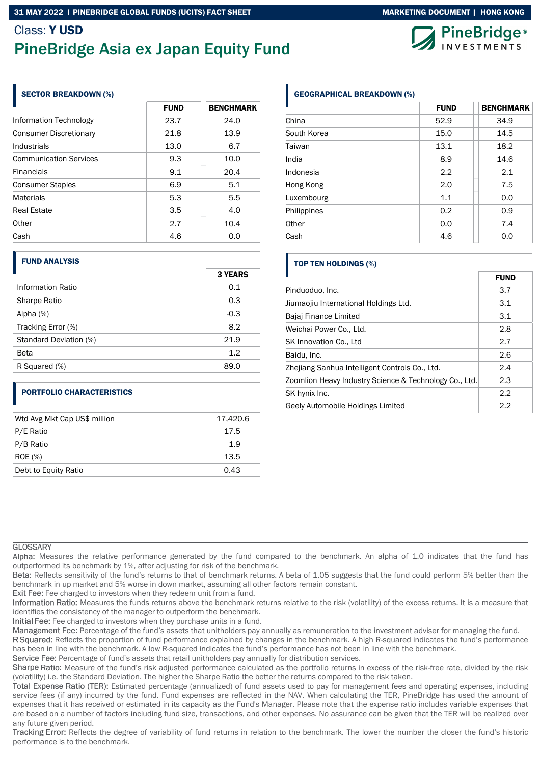Class: **Y USD**

# PineBridge Asia ex Japan Equity Fund

## SECTOR BREAKDOWN (%)

| | FUND | BENCHMARK |
|---|---|---|
| Information Technology | 23.7 | 24.0 |
| Consumer Discretionary | 21.8 | 13.9 |
| Industrials | 13.0 | 6.7 |
| Communication Services | 9.3 | 10.0 |
| Financials | 9.1 | 20.4 |
| Consumer Staples | 6.9 | 5.1 |
| Materials | 5.3 | 5.5 |
| Real Estate | 3.5 | 4.0 |
| Other | 2.7 | 10.4 |
| Cash | 4.6 | 0.0 |

## FUND ANALYSIS

| | 3 YEARS |
|---|---|
| Information Ratio | 0.1 |
| Sharpe Ratio | 0.3 |
| Alpha (%) | -0.3 |
| Tracking Error (%) | 8.2 |
| Standard Deviation (%) | 21.9 |
| Beta | 1.2 |
| R Squared (%) | 89.0 |

## PORTFOLIO CHARACTERISTICS

| | |
|---|---|
| Wtd Avg Mkt Cap US$ million | 17,420.6 |
| P/E Ratio | 17.5 |
| P/B Ratio | 1.9 |
| ROE (%) | 13.5 |
| Debt to Equity Ratio | 0.43 |

## GEOGRAPHICAL BREAKDOWN (%)

| | FUND | BENCHMARK |
|---|---|---|
| China | 52.9 | 34.9 |
| South Korea | 15.0 | 14.5 |
| Taiwan | 13.1 | 18.2 |
| India | 8.9 | 14.6 |
| Indonesia | 2.2 | 2.1 |
| Hong Kong | 2.0 | 7.5 |
| Luxembourg | 1.1 | 0.0 |
| Philippines | 0.2 | 0.9 |
| Other | 0.0 | 7.4 |
| Cash | 4.6 | 0.0 |

## TOP TEN HOLDINGS (%)

| | FUND |
|---|---|
| Pinduoduo, Inc. | 3.7 |
| Jiumaojiu International Holdings Ltd. | 3.1 |
| Bajaj Finance Limited | 3.1 |
| Weichai Power Co., Ltd. | 2.8 |
| SK Innovation Co., Ltd | 2.7 |
| Baidu, Inc. | 2.6 |
| Zhejiang Sanhua Intelligent Controls Co., Ltd. | 2.4 |
| Zoomlion Heavy Industry Science & Technology Co., Ltd. | 2.3 |
| SK hynix Inc. | 2.2 |
| Geely Automobile Holdings Limited | 2.2 |

## GLOSSARY

Alpha: Measures the relative performance generated by the fund compared to the benchmark. An alpha of 1.0 indicates that the fund has outperformed its benchmark by 1%, after adjusting for risk of the benchmark.

Beta: Reflects sensitivity of the fund's returns to that of benchmark returns. A beta of 1.05 suggests that the fund could perform 5% better than the benchmark in up market and 5% worse in down market, assuming all other factors remain constant.

Exit Fee: Fee charged to investors when they redeem unit from a fund.

Information Ratio: Measures the funds returns above the benchmark returns relative to the risk (volatility) of the excess returns. It is a measure that identifies the consistency of the manager to outperform the benchmark.

Initial Fee: Fee charged to investors when they purchase units in a fund.

Management Fee: Percentage of the fund's assets that unitholders pay annually as remuneration to the investment adviser for managing the fund.

R Squared: Reflects the proportion of fund performance explained by changes in the benchmark. A high R-squared indicates the fund's performance has been in line with the benchmark. A low R-squared indicates the fund's performance has not been in line with the benchmark.

Service Fee: Percentage of fund's assets that retail unitholders pay annually for distribution services.

Sharpe Ratio: Measure of the fund's risk adjusted performance calculated as the portfolio returns in excess of the risk-free rate, divided by the risk (volatility) i.e. the Standard Deviation. The higher the Sharpe Ratio the better the returns compared to the risk taken.

Total Expense Ratio (TER): Estimated percentage (annualized) of fund assets used to pay for management fees and operating expenses, including service fees (if any) incurred by the fund. Fund expenses are reflected in the NAV. When calculating the TER, PineBridge has used the amount of expenses that it has received or estimated in its capacity as the Fund's Manager. Please note that the expense ratio includes variable expenses that are based on a number of factors including fund size, transactions, and other expenses. No assurance can be given that the TER will be realized over any future given period.

Tracking Error: Reflects the degree of variability of fund returns in relation to the benchmark. The lower the number the closer the fund's historic performance is to the benchmark.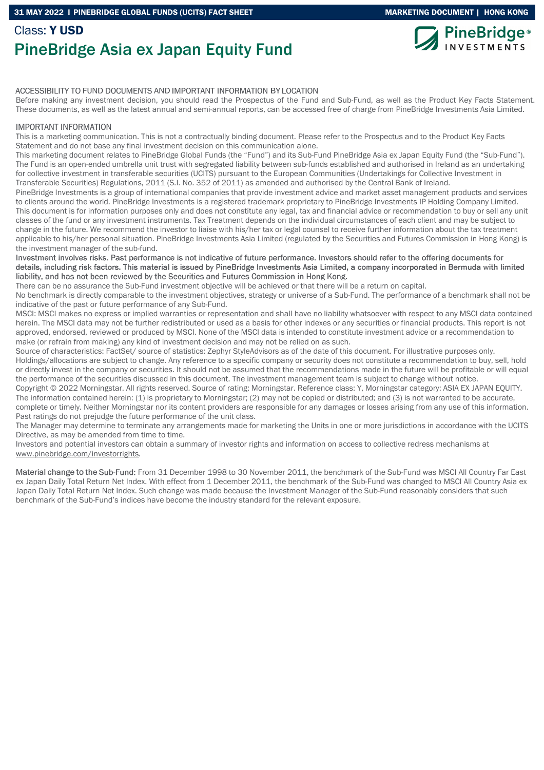Class: **Y USD**

# PineBridge Asia ex Japan Equity Fund

ACCESSIBILITY TO FUND DOCUMENTS AND IMPORTANT INFORMATION BY LOCATION

Before making any investment decision, you should read the Prospectus of the Fund and Sub-Fund, as well as the Product Key Facts Statement. These documents, as well as the latest annual and semi-annual reports, can be accessed free of charge from PineBridge Investments Asia Limited.

IMPORTANT INFORMATION

This is a marketing communication. This is not a contractually binding document. Please refer to the Prospectus and to the Product Key Facts Statement and do not base any final investment decision on this communication alone.

This marketing document relates to PineBridge Global Funds (the "Fund") and its Sub-Fund PineBridge Asia ex Japan Equity Fund (the "Sub-Fund"). The Fund is an open-ended umbrella unit trust with segregated liability between sub-funds established and authorised in Ireland as an undertaking for collective investment in transferable securities (UCITS) pursuant to the European Communities (Undertakings for Collective Investment in Transferable Securities) Regulations, 2011 (S.I. No. 352 of 2011) as amended and authorised by the Central Bank of Ireland.

PineBridge Investments is a group of international companies that provide investment advice and market asset management products and services to clients around the world. PineBridge Investments is a registered trademark proprietary to PineBridge Investments IP Holding Company Limited.

This document is for information purposes only and does not constitute any legal, tax and financial advice or recommendation to buy or sell any unit classes of the fund or any investment instruments. Tax Treatment depends on the individual circumstances of each client and may be subject to change in the future. We recommend the investor to liaise with his/her tax or legal counsel to receive further information about the tax treatment applicable to his/her personal situation. PineBridge Investments Asia Limited (regulated by the Securities and Futures Commission in Hong Kong) is the investment manager of the sub-fund.

Investment involves risks. Past performance is not indicative of future performance. Investors should refer to the offering documents for details, including risk factors. This material is issued by PineBridge Investments Asia Limited, a company incorporated in Bermuda with limited liability, and has not been reviewed by the Securities and Futures Commission in Hong Kong.

There can be no assurance the Sub-Fund investment objective will be achieved or that there will be a return on capital.

No benchmark is directly comparable to the investment objectives, strategy or universe of a Sub-Fund. The performance of a benchmark shall not be indicative of the past or future performance of any Sub-Fund.

MSCI: MSCI makes no express or implied warranties or representation and shall have no liability whatsoever with respect to any MSCI data contained herein. The MSCI data may not be further redistributed or used as a basis for other indexes or any securities or financial products. This report is not approved, endorsed, reviewed or produced by MSCI. None of the MSCI data is intended to constitute investment advice or a recommendation to make (or refrain from making) any kind of investment decision and may not be relied on as such.

Source of characteristics: FactSet/ source of statistics: Zephyr StyleAdvisors as of the date of this document. For illustrative purposes only.

Holdings/allocations are subject to change. Any reference to a specific company or security does not constitute a recommendation to buy, sell, hold or directly invest in the company or securities. It should not be assumed that the recommendations made in the future will be profitable or will equal the performance of the securities discussed in this document. The investment management team is subject to change without notice.

Copyright © 2022 Morningstar. All rights reserved. Source of rating: Morningstar. Reference class: Y, Morningstar category: ASIA EX JAPAN EQUITY. The information contained herein: (1) is proprietary to Morningstar; (2) may not be copied or distributed; and (3) is not warranted to be accurate, complete or timely. Neither Morningstar nor its content providers are responsible for any damages or losses arising from any use of this information. Past ratings do not prejudge the future performance of the unit class.

The Manager may determine to terminate any arrangements made for marketing the Units in one or more jurisdictions in accordance with the UCITS Directive, as may be amended from time to time.

Investors and potential investors can obtain a summary of investor rights and information on access to collective redress mechanisms at www.pinebridge.com/investorrights.

Material change to the Sub-Fund: From 31 December 1998 to 30 November 2011, the benchmark of the Sub-Fund was MSCI All Country Far East ex Japan Daily Total Return Net Index. With effect from 1 December 2011, the benchmark of the Sub-Fund was changed to MSCI All Country Asia ex Japan Daily Total Return Net Index. Such change was made because the Investment Manager of the Sub-Fund reasonably considers that such benchmark of the Sub-Fund's indices have become the industry standard for the relevant exposure.